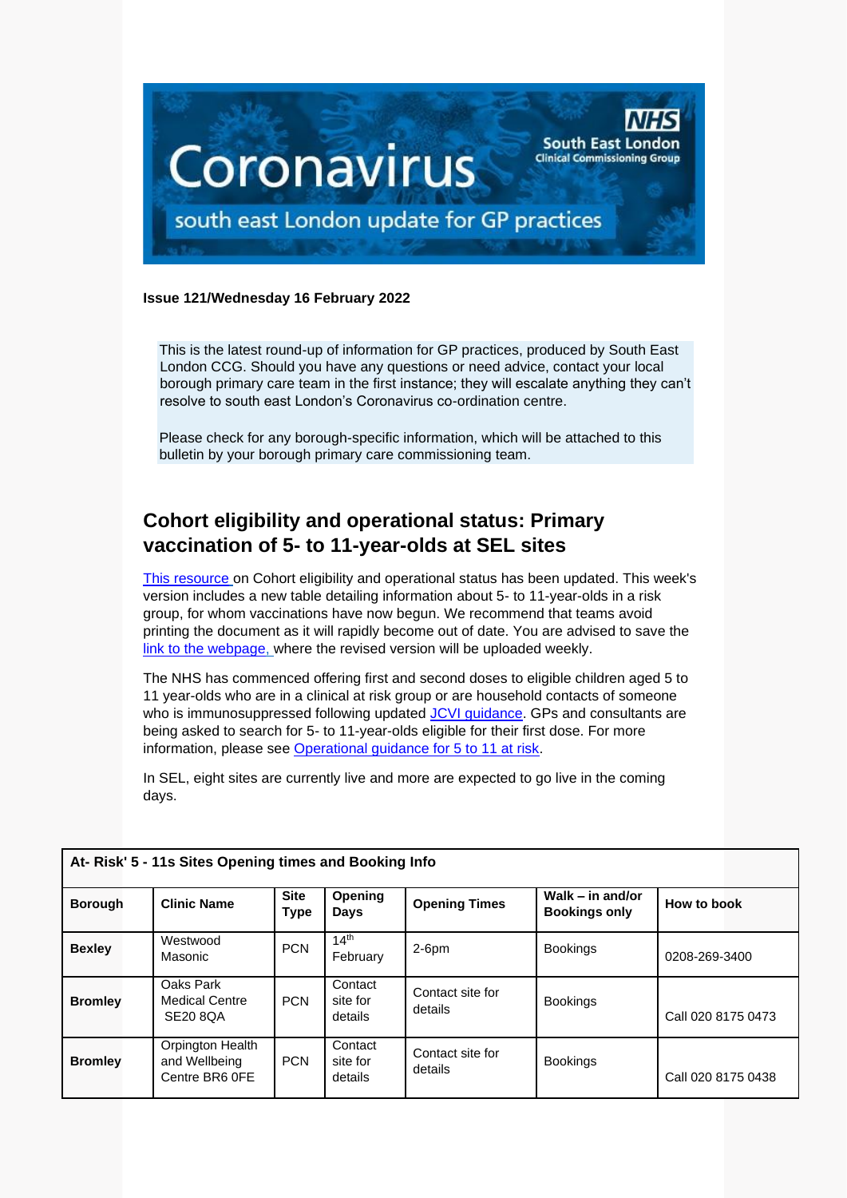Coronavirus

south east London update for GP practices

NHS South East London Clinical Commissioning Group

**Issue 121/Wednesday 16 February 2022**

This is the latest round-up of information for GP practices, produced by South East London CCG. Should you have any questions or need advice, contact your local borough primary care team in the first instance; they will escalate anything they can't resolve to south east London's Coronavirus co-ordination centre.

Please check for any borough-specific information, which will be attached to this bulletin by your borough primary care commissioning team.

## Cohort eligibility and operational status: Primary vaccination of 5- to 11-year-olds at SEL sites

This resource on Cohort eligibility and operational status has been updated. This week's version includes a new table detailing information about 5- to 11-year-olds in a risk group, for whom vaccinations have now begun. We recommend that teams avoid printing the document as it will rapidly become out of date. You are advised to save the link to the webpage, where the revised version will be uploaded weekly.

The NHS has commenced offering first and second doses to eligible children aged 5 to 11 year-olds who are in a clinical at risk group or are household contacts of someone who is immunosuppressed following updated JCVI guidance. GPs and consultants are being asked to search for 5- to 11-year-olds eligible for their first dose. For more information, please see Operational guidance for 5 to 11 at risk.

In SEL, eight sites are currently live and more are expected to go live in the coming days.

**At- Risk' 5 - 11s Sites Opening times and Booking Info**

| Borough | Clinic Name | Site Type | Opening Days | Opening Times | Walk – in and/or Bookings only | How to book |
|---|---|---|---|---|---|---|
| **Bexley** | Westwood Masonic | PCN | 14th February | 2-6pm | Bookings | 0208-269-3400 |
| **Bromley** | Oaks Park Medical Centre SE20 8QA | PCN | Contact site for details | Contact site for details | Bookings | Call 020 8175 0473 |
| **Bromley** | Orpington Health and Wellbeing Centre BR6 0FE | PCN | Contact site for details | Contact site for details | Bookings | Call 020 8175 0438 |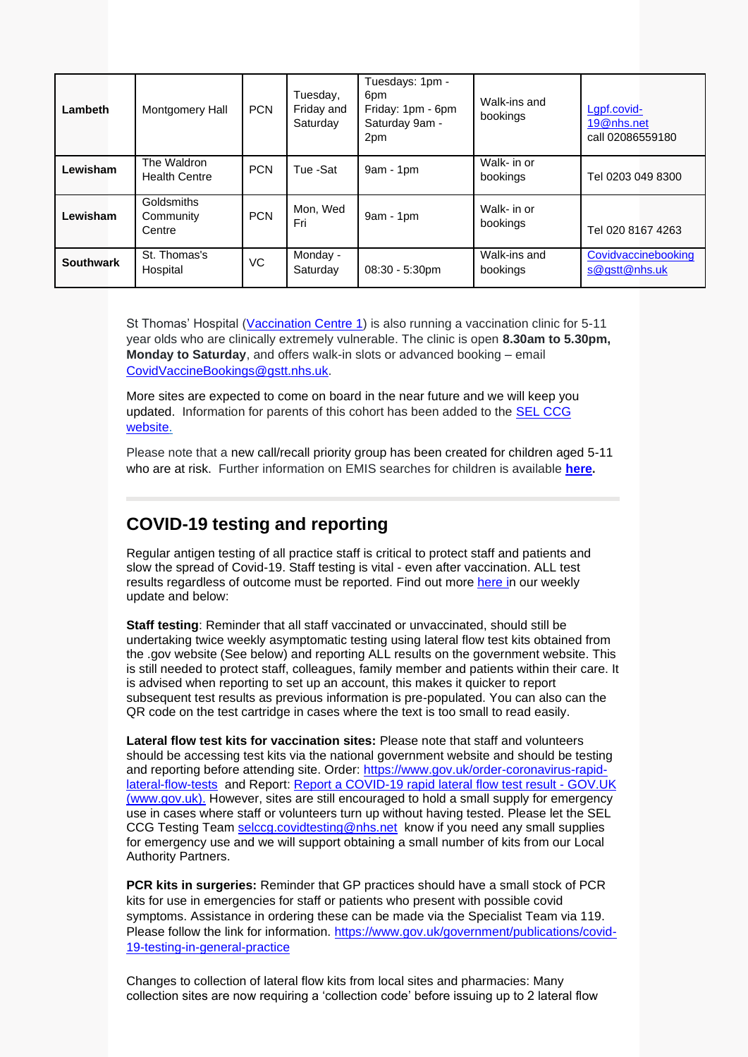| Lambeth | Montgomery Hall | PCN | Tuesday, Friday and Saturday | Tuesdays: 1pm - 6pm<br>Friday: 1pm - 6pm<br>Saturday 9am - 2pm | Walk-ins and bookings | Lgpf.covid-19@nhs.net<br>call 02086559180 |
|---|---|---|---|---|---|---|
| Lewisham | The Waldron Health Centre | PCN | Tue -Sat | 9am - 1pm | Walk- in or bookings | Tel 0203 049 8300 |
| Lewisham | Goldsmiths Community Centre | PCN | Mon, Wed Fri | 9am - 1pm | Walk- in or bookings | Tel 020 8167 4263 |
| Southwark | St. Thomas's Hospital | VC | Monday - Saturday | 08:30 - 5:30pm | Walk-ins and bookings | Covidvaccinebookings@gstt@nhs.uk |

St Thomas' Hospital (Vaccination Centre 1) is also running a vaccination clinic for 5-11 year olds who are clinically extremely vulnerable. The clinic is open **8.30am to 5.30pm, Monday to Saturday**, and offers walk-in slots or advanced booking – email CovidVaccineBookings@gstt.nhs.uk.

More sites are expected to come on board in the near future and we will keep you updated. Information for parents of this cohort has been added to the SEL CCG website.

Please note that a new call/recall priority group has been created for children aged 5-11 who are at risk. Further information on EMIS searches for children is available **here.**

## COVID-19 testing and reporting

Regular antigen testing of all practice staff is critical to protect staff and patients and slow the spread of Covid-19. Staff testing is vital - even after vaccination. ALL test results regardless of outcome must be reported. Find out more here in our weekly update and below:

**Staff testing**: Reminder that all staff vaccinated or unvaccinated, should still be undertaking twice weekly asymptomatic testing using lateral flow test kits obtained from the .gov website (See below) and reporting ALL results on the government website. This is still needed to protect staff, colleagues, family member and patients within their care. It is advised when reporting to set up an account, this makes it quicker to report subsequent test results as previous information is pre-populated. You can also can the QR code on the test cartridge in cases where the text is too small to read easily.

**Lateral flow test kits for vaccination sites:** Please note that staff and volunteers should be accessing test kits via the national government website and should be testing and reporting before attending site. Order: https://www.gov.uk/order-coronavirus-rapid-lateral-flow-tests and Report: Report a COVID-19 rapid lateral flow test result - GOV.UK (www.gov.uk). However, sites are still encouraged to hold a small supply for emergency use in cases where staff or volunteers turn up without having tested. Please let the SEL CCG Testing Team selccg.covidtesting@nhs.net know if you need any small supplies for emergency use and we will support obtaining a small number of kits from our Local Authority Partners.

**PCR kits in surgeries:** Reminder that GP practices should have a small stock of PCR kits for use in emergencies for staff or patients who present with possible covid symptoms. Assistance in ordering these can be made via the Specialist Team via 119. Please follow the link for information. https://www.gov.uk/government/publications/covid-19-testing-in-general-practice

Changes to collection of lateral flow kits from local sites and pharmacies: Many collection sites are now requiring a 'collection code' before issuing up to 2 lateral flow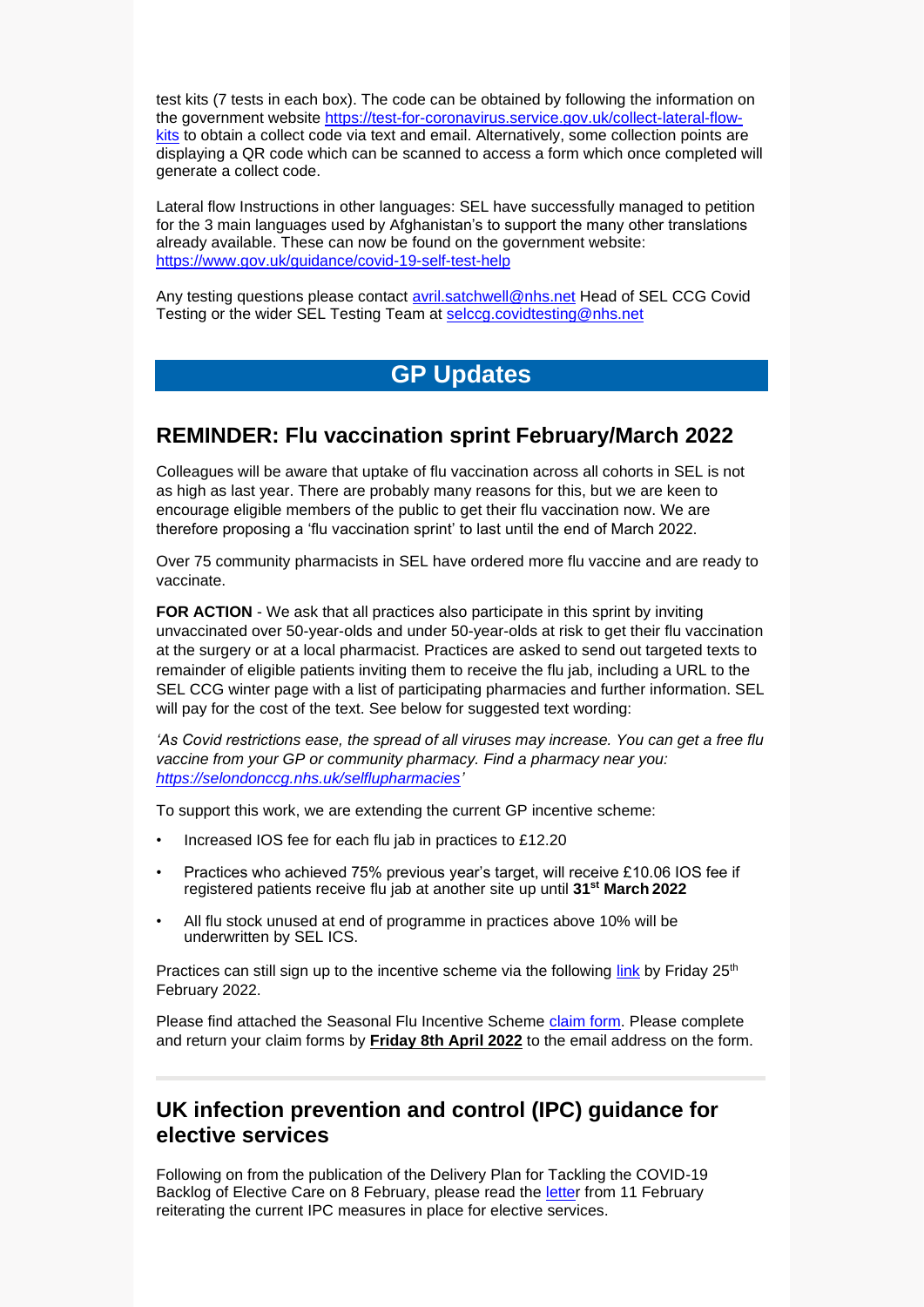test kits (7 tests in each box). The code can be obtained by following the information on the government website https://test-for-coronavirus.service.gov.uk/collect-lateral-flow-kits to obtain a collect code via text and email. Alternatively, some collection points are displaying a QR code which can be scanned to access a form which once completed will generate a collect code.

Lateral flow Instructions in other languages: SEL have successfully managed to petition for the 3 main languages used by Afghanistan's to support the many other translations already available. These can now be found on the government website: https://www.gov.uk/guidance/covid-19-self-test-help

Any testing questions please contact avril.satchwell@nhs.net Head of SEL CCG Covid Testing or the wider SEL Testing Team at selccg.covidtesting@nhs.net

# GP Updates

## REMINDER: Flu vaccination sprint February/March 2022

Colleagues will be aware that uptake of flu vaccination across all cohorts in SEL is not as high as last year. There are probably many reasons for this, but we are keen to encourage eligible members of the public to get their flu vaccination now. We are therefore proposing a 'flu vaccination sprint' to last until the end of March 2022.

Over 75 community pharmacists in SEL have ordered more flu vaccine and are ready to vaccinate.

**FOR ACTION** - We ask that all practices also participate in this sprint by inviting unvaccinated over 50-year-olds and under 50-year-olds at risk to get their flu vaccination at the surgery or at a local pharmacist. Practices are asked to send out targeted texts to remainder of eligible patients inviting them to receive the flu jab, including a URL to the SEL CCG winter page with a list of participating pharmacies and further information. SEL will pay for the cost of the text. See below for suggested text wording:

*'As Covid restrictions ease, the spread of all viruses may increase. You can get a free flu vaccine from your GP or community pharmacy. Find a pharmacy near you: https://selondonccg.nhs.uk/selflupharmacies'*

To support this work, we are extending the current GP incentive scheme:

- Increased IOS fee for each flu jab in practices to £12.20
- Practices who achieved 75% previous year's target, will receive £10.06 IOS fee if registered patients receive flu jab at another site up until **31st March 2022**
- All flu stock unused at end of programme in practices above 10% will be underwritten by SEL ICS.

Practices can still sign up to the incentive scheme via the following link by Friday 25th February 2022.

Please find attached the Seasonal Flu Incentive Scheme claim form. Please complete and return your claim forms by **Friday 8th April 2022** to the email address on the form.

---

## UK infection prevention and control (IPC) guidance for elective services

Following on from the publication of the Delivery Plan for Tackling the COVID-19 Backlog of Elective Care on 8 February, please read the letter from 11 February reiterating the current IPC measures in place for elective services.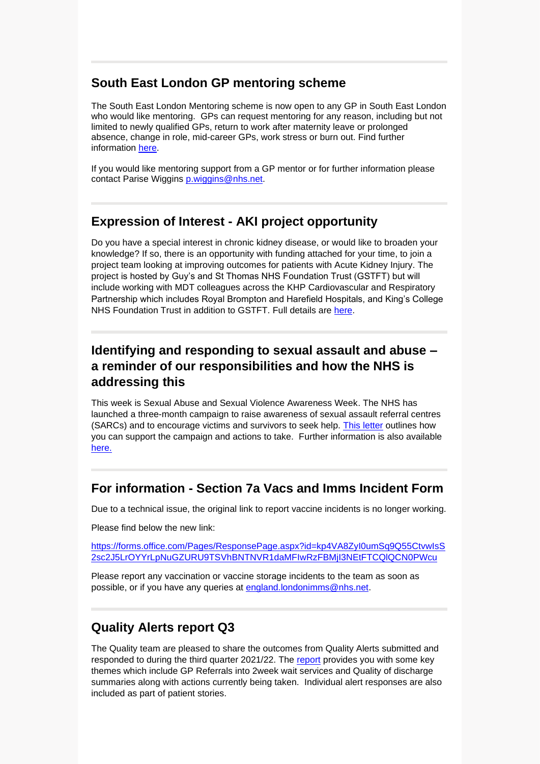## South East London GP mentoring scheme

The South East London Mentoring scheme is now open to any GP in South East London who would like mentoring. GPs can request mentoring for any reason, including but not limited to newly qualified GPs, return to work after maternity leave or prolonged absence, change in role, mid-career GPs, work stress or burn out. Find further information here.

If you would like mentoring support from a GP mentor or for further information please contact Parise Wiggins p.wiggins@nhs.net.

## Expression of Interest - AKI project opportunity

Do you have a special interest in chronic kidney disease, or would like to broaden your knowledge? If so, there is an opportunity with funding attached for your time, to join a project team looking at improving outcomes for patients with Acute Kidney Injury. The project is hosted by Guy's and St Thomas NHS Foundation Trust (GSTFT) but will include working with MDT colleagues across the KHP Cardiovascular and Respiratory Partnership which includes Royal Brompton and Harefield Hospitals, and King's College NHS Foundation Trust in addition to GSTFT. Full details are here.

## Identifying and responding to sexual assault and abuse – a reminder of our responsibilities and how the NHS is addressing this

This week is Sexual Abuse and Sexual Violence Awareness Week. The NHS has launched a three-month campaign to raise awareness of sexual assault referral centres (SARCs) and to encourage victims and survivors to seek help. This letter outlines how you can support the campaign and actions to take. Further information is also available here.

## For information - Section 7a Vacs and Imms Incident Form

Due to a technical issue, the original link to report vaccine incidents is no longer working.

Please find below the new link:

https://forms.office.com/Pages/ResponsePage.aspx?id=kp4VA8ZyI0umSq9Q55CtvwIsS2sc2J5LrOYYrLpNuGZURU9TSVhBNTNVR1daMFIwRzFBMjI3NEtFTCQlQCN0PWcu

Please report any vaccination or vaccine storage incidents to the team as soon as possible, or if you have any queries at england.londonimms@nhs.net.

## Quality Alerts report Q3

The Quality team are pleased to share the outcomes from Quality Alerts submitted and responded to during the third quarter 2021/22. The report provides you with some key themes which include GP Referrals into 2week wait services and Quality of discharge summaries along with actions currently being taken. Individual alert responses are also included as part of patient stories.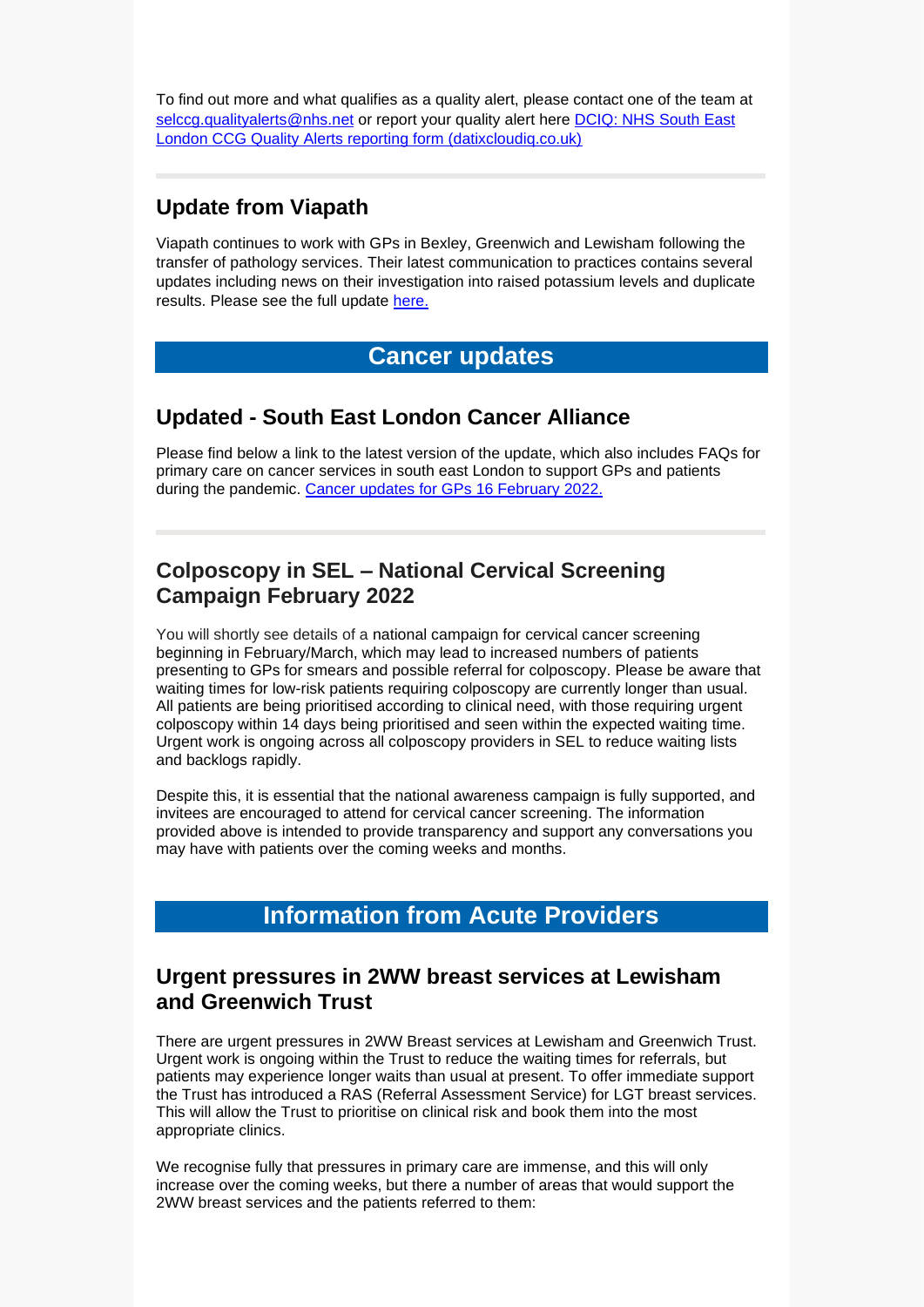To find out more and what qualifies as a quality alert, please contact one of the team at [selccg.qualityalerts@nhs.net](mailto:selccg.qualityalerts@nhs.net) or report your quality alert here [DCIQ: NHS South East London CCG Quality Alerts reporting form (datixcloudiq.co.uk)]()

---

## Update from Viapath

Viapath continues to work with GPs in Bexley, Greenwich and Lewisham following the transfer of pathology services. Their latest communication to practices contains several updates including news on their investigation into raised potassium levels and duplicate results. Please see the full update [here.]()

# Cancer updates

## Updated - South East London Cancer Alliance

Please find below a link to the latest version of the update, which also includes FAQs for primary care on cancer services in south east London to support GPs and patients during the pandemic. [Cancer updates for GPs 16 February 2022.]()

---

## Colposcopy in SEL – National Cervical Screening Campaign February 2022

You will shortly see details of a national campaign for cervical cancer screening beginning in February/March, which may lead to increased numbers of patients presenting to GPs for smears and possible referral for colposcopy. Please be aware that waiting times for low-risk patients requiring colposcopy are currently longer than usual. All patients are being prioritised according to clinical need, with those requiring urgent colposcopy within 14 days being prioritised and seen within the expected waiting time. Urgent work is ongoing across all colposcopy providers in SEL to reduce waiting lists and backlogs rapidly.

Despite this, it is essential that the national awareness campaign is fully supported, and invitees are encouraged to attend for cervical cancer screening. The information provided above is intended to provide transparency and support any conversations you may have with patients over the coming weeks and months.

# Information from Acute Providers

## Urgent pressures in 2WW breast services at Lewisham and Greenwich Trust

There are urgent pressures in 2WW Breast services at Lewisham and Greenwich Trust. Urgent work is ongoing within the Trust to reduce the waiting times for referrals, but patients may experience longer waits than usual at present. To offer immediate support the Trust has introduced a RAS (Referral Assessment Service) for LGT breast services. This will allow the Trust to prioritise on clinical risk and book them into the most appropriate clinics.

We recognise fully that pressures in primary care are immense, and this will only increase over the coming weeks, but there a number of areas that would support the 2WW breast services and the patients referred to them: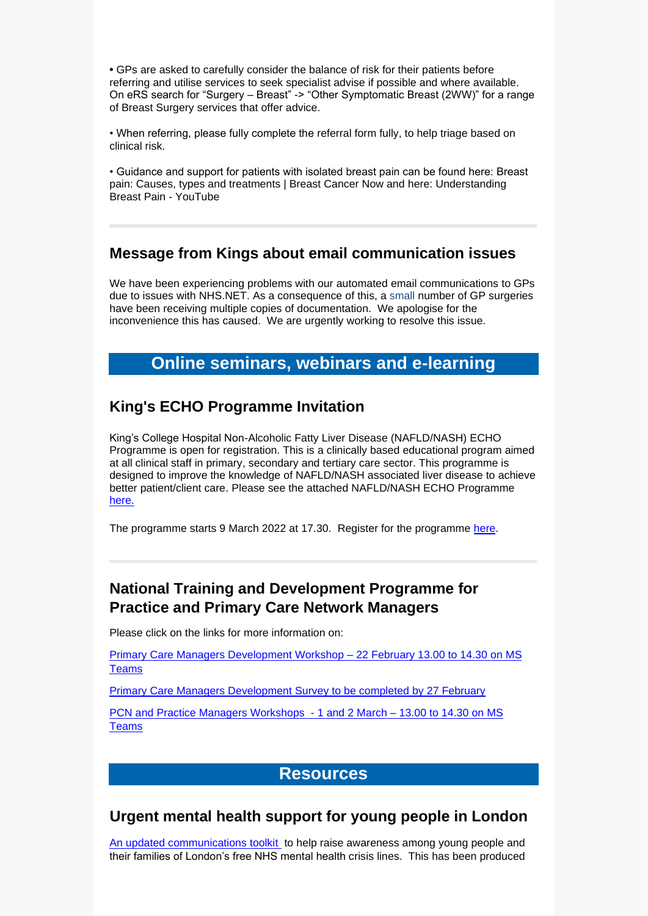• GPs are asked to carefully consider the balance of risk for their patients before referring and utilise services to seek specialist advise if possible and where available. On eRS search for "Surgery – Breast" -> "Other Symptomatic Breast (2WW)" for a range of Breast Surgery services that offer advice.

• When referring, please fully complete the referral form fully, to help triage based on clinical risk.

• Guidance and support for patients with isolated breast pain can be found here: Breast pain: Causes, types and treatments | Breast Cancer Now and here: Understanding Breast Pain - YouTube

---

## Message from Kings about email communication issues

We have been experiencing problems with our automated email communications to GPs due to issues with NHS.NET. As a consequence of this, a small number of GP surgeries have been receiving multiple copies of documentation. We apologise for the inconvenience this has caused. We are urgently working to resolve this issue.

# Online seminars, webinars and e-learning

## King's ECHO Programme Invitation

King's College Hospital Non-Alcoholic Fatty Liver Disease (NAFLD/NASH) ECHO Programme is open for registration. This is a clinically based educational program aimed at all clinical staff in primary, secondary and tertiary care sector. This programme is designed to improve the knowledge of NAFLD/NASH associated liver disease to achieve better patient/client care. Please see the attached NAFLD/NASH ECHO Programme here.

The programme starts 9 March 2022 at 17.30. Register for the programme here.

---

## National Training and Development Programme for Practice and Primary Care Network Managers

Please click on the links for more information on:

Primary Care Managers Development Workshop – 22 February 13.00 to 14.30 on MS Teams

Primary Care Managers Development Survey to be completed by 27 February

PCN and Practice Managers Workshops - 1 and 2 March – 13.00 to 14.30 on MS Teams

# Resources

## Urgent mental health support for young people in London

An updated communications toolkit to help raise awareness among young people and their families of London's free NHS mental health crisis lines. This has been produced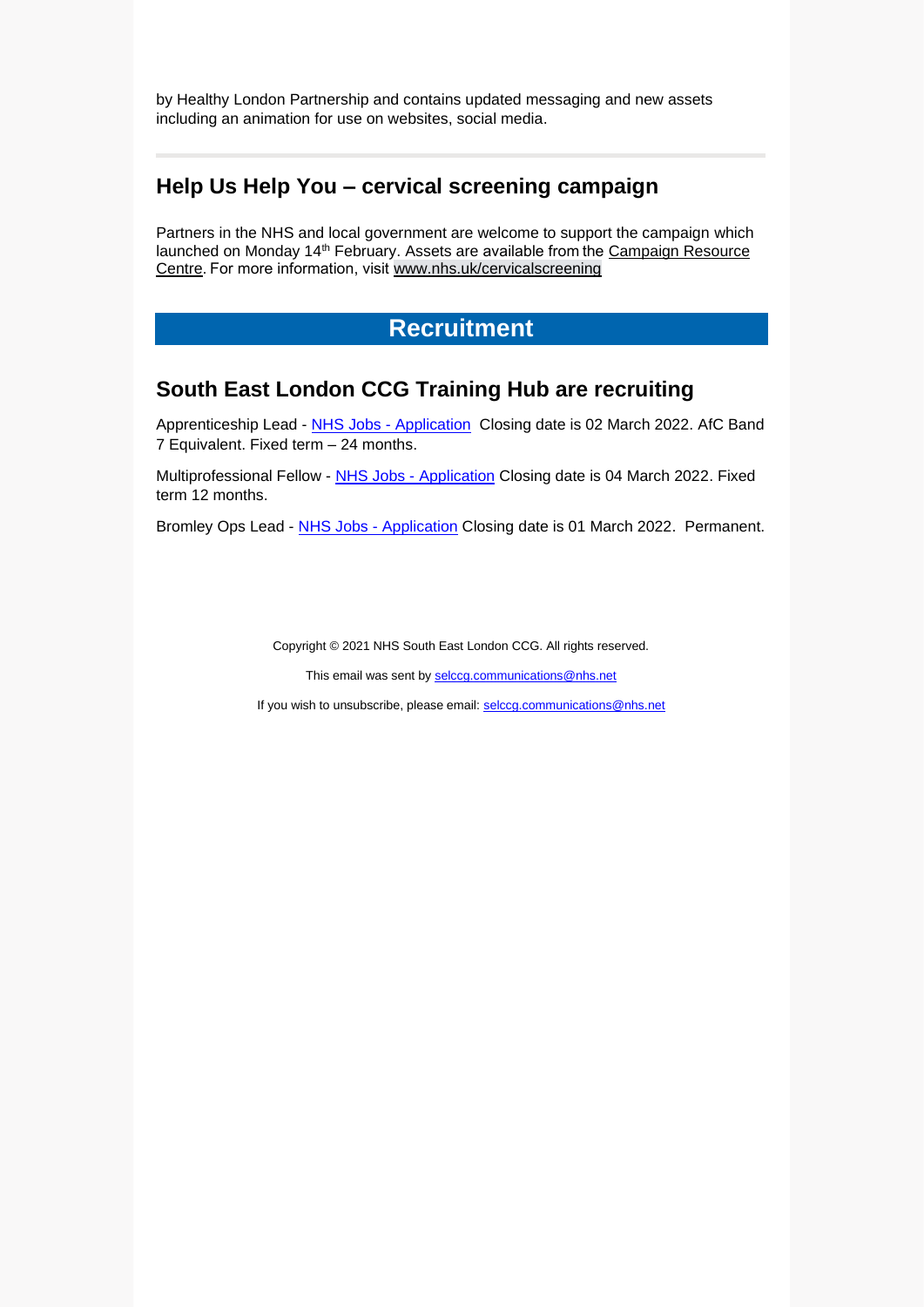by Healthy London Partnership and contains updated messaging and new assets including an animation for use on websites, social media.

---

## Help Us Help You – cervical screening campaign

Partners in the NHS and local government are welcome to support the campaign which launched on Monday 14th February. Assets are available from the Campaign Resource Centre. For more information, visit www.nhs.uk/cervicalscreening

# Recruitment

## South East London CCG Training Hub are recruiting

Apprenticeship Lead - NHS Jobs - Application Closing date is 02 March 2022. AfC Band 7 Equivalent. Fixed term – 24 months.

Multiprofessional Fellow - NHS Jobs - Application Closing date is 04 March 2022. Fixed term 12 months.

Bromley Ops Lead - NHS Jobs - Application Closing date is 01 March 2022. Permanent.

Copyright © 2021 NHS South East London CCG. All rights reserved.

This email was sent by selccg.communications@nhs.net

If you wish to unsubscribe, please email: selccg.communications@nhs.net